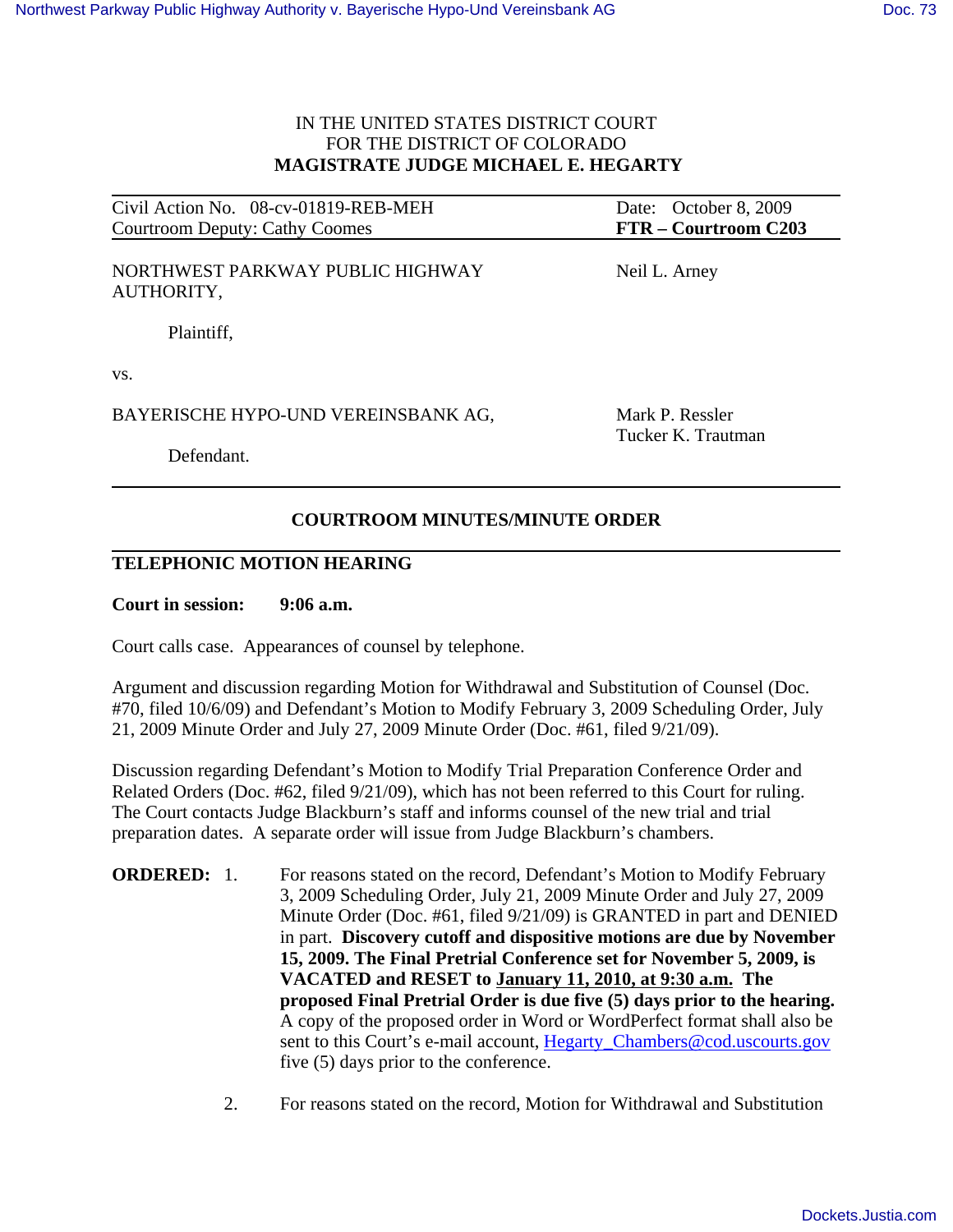IN THE UNITED STATES DISTRICT COURT
FOR THE DISTRICT OF COLORADO
**MAGISTRATE JUDGE MICHAEL E. HEGARTY**

| | |
|---|---|
| Civil Action No. 08-cv-01819-REB-MEH | Date: October 8, 2009 |
| Courtroom Deputy: Cathy Coomes | **FTR – Courtroom C203** |

| | |
|---|---|
| NORTHWEST PARKWAY PUBLIC HIGHWAY AUTHORITY, Plaintiff, | Neil L. Arney |
| vs. | |
| BAYERISCHE HYPO-UND VEREINSBANK AG, Defendant. | Mark P. Ressler<br>Tucker K. Trautman |

## COURTROOM MINUTES/MINUTE ORDER

### TELEPHONIC MOTION HEARING

**Court in session: 9:06 a.m.**

Court calls case. Appearances of counsel by telephone.

Argument and discussion regarding Motion for Withdrawal and Substitution of Counsel (Doc. #70, filed 10/6/09) and Defendant's Motion to Modify February 3, 2009 Scheduling Order, July 21, 2009 Minute Order and July 27, 2009 Minute Order (Doc. #61, filed 9/21/09).

Discussion regarding Defendant's Motion to Modify Trial Preparation Conference Order and Related Orders (Doc. #62, filed 9/21/09), which has not been referred to this Court for ruling. The Court contacts Judge Blackburn's staff and informs counsel of the new trial and trial preparation dates. A separate order will issue from Judge Blackburn's chambers.

**ORDERED:**

1. For reasons stated on the record, Defendant's Motion to Modify February 3, 2009 Scheduling Order, July 21, 2009 Minute Order and July 27, 2009 Minute Order (Doc. #61, filed 9/21/09) is GRANTED in part and DENIED in part. **Discovery cutoff and dispositive motions are due by November 15, 2009. The Final Pretrial Conference set for November 5, 2009, is VACATED and RESET to <u>January 11, 2010, at 9:30 a.m.</u> The proposed Final Pretrial Order is due five (5) days prior to the hearing.** A copy of the proposed order in Word or WordPerfect format shall also be sent to this Court's e-mail account, Hegarty_Chambers@cod.uscourts.gov five (5) days prior to the conference.

2. For reasons stated on the record, Motion for Withdrawal and Substitution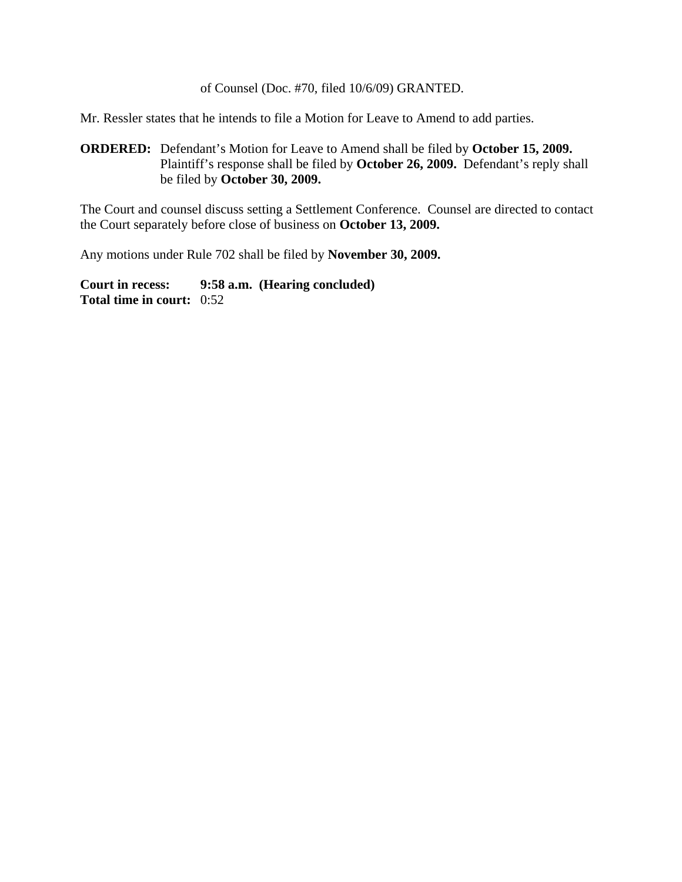of Counsel (Doc. #70, filed 10/6/09) GRANTED.

Mr. Ressler states that he intends to file a Motion for Leave to Amend to add parties.

**ORDERED:** Defendant's Motion for Leave to Amend shall be filed by **October 15, 2009.** Plaintiff's response shall be filed by **October 26, 2009.** Defendant's reply shall be filed by **October 30, 2009.**

The Court and counsel discuss setting a Settlement Conference. Counsel are directed to contact the Court separately before close of business on **October 13, 2009.**

Any motions under Rule 702 shall be filed by **November 30, 2009.**

**Court in recess: 9:58 a.m. (Hearing concluded)**
**Total time in court:** 0:52